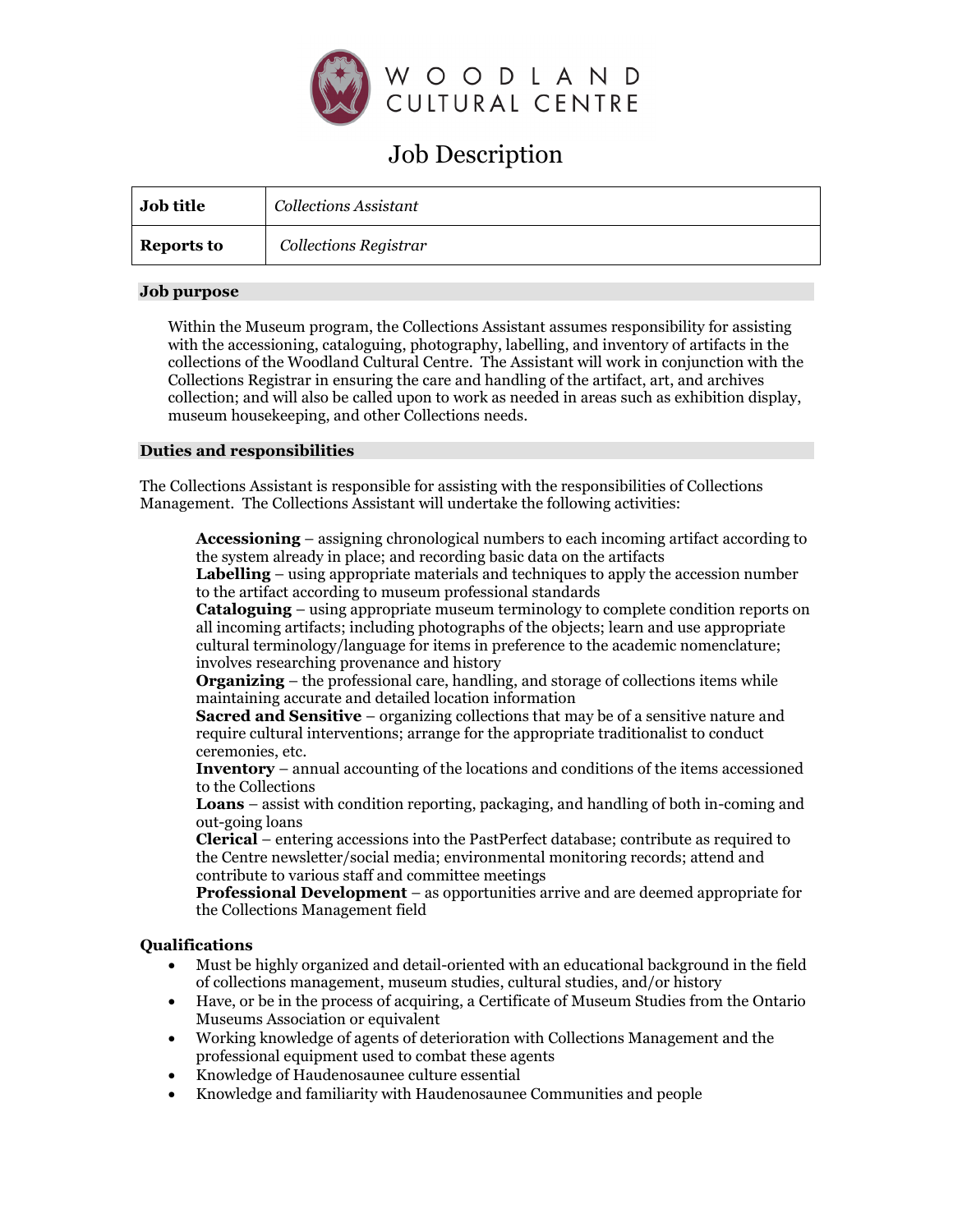WOODLAND CULTURAL CENTRE

# Job Description

| **Job title** | *Collections Assistant* |
| --- | --- |
| **Reports to** | *Collections Registrar* |

## Job purpose

Within the Museum program, the Collections Assistant assumes responsibility for assisting with the accessioning, cataloguing, photography, labelling, and inventory of artifacts in the collections of the Woodland Cultural Centre. The Assistant will work in conjunction with the Collections Registrar in ensuring the care and handling of the artifact, art, and archives collection; and will also be called upon to work as needed in areas such as exhibition display, museum housekeeping, and other Collections needs.

## Duties and responsibilities

The Collections Assistant is responsible for assisting with the responsibilities of Collections Management. The Collections Assistant will undertake the following activities:

**Accessioning** – assigning chronological numbers to each incoming artifact according to the system already in place; and recording basic data on the artifacts
**Labelling** – using appropriate materials and techniques to apply the accession number to the artifact according to museum professional standards
**Cataloguing** – using appropriate museum terminology to complete condition reports on all incoming artifacts; including photographs of the objects; learn and use appropriate cultural terminology/language for items in preference to the academic nomenclature; involves researching provenance and history
**Organizing** – the professional care, handling, and storage of collections items while maintaining accurate and detailed location information
**Sacred and Sensitive** – organizing collections that may be of a sensitive nature and require cultural interventions; arrange for the appropriate traditionalist to conduct ceremonies, etc.
**Inventory** – annual accounting of the locations and conditions of the items accessioned to the Collections
**Loans** – assist with condition reporting, packaging, and handling of both in-coming and out-going loans
**Clerical** – entering accessions into the PastPerfect database; contribute as required to the Centre newsletter/social media; environmental monitoring records; attend and contribute to various staff and committee meetings
**Professional Development** – as opportunities arrive and are deemed appropriate for the Collections Management field

## Qualifications

- Must be highly organized and detail-oriented with an educational background in the field of collections management, museum studies, cultural studies, and/or history
- Have, or be in the process of acquiring, a Certificate of Museum Studies from the Ontario Museums Association or equivalent
- Working knowledge of agents of deterioration with Collections Management and the professional equipment used to combat these agents
- Knowledge of Haudenosaunee culture essential
- Knowledge and familiarity with Haudenosaunee Communities and people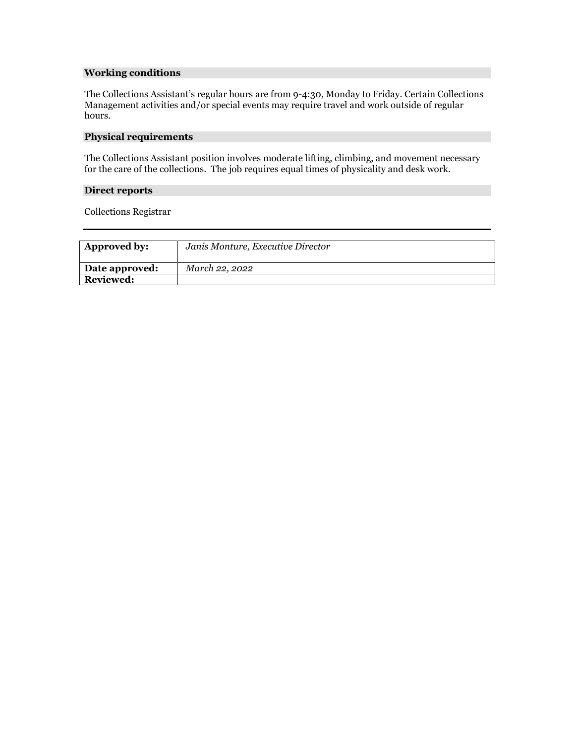### Working conditions

The Collections Assistant's regular hours are from 9-4:30, Monday to Friday. Certain Collections Management activities and/or special events may require travel and work outside of regular hours.

### Physical requirements

The Collections Assistant position involves moderate lifting, climbing, and movement necessary for the care of the collections. The job requires equal times of physicality and desk work.

### Direct reports

Collections Registrar

---

| | |
|---|---|
| **Approved by:** | *Janis Monture, Executive Director* |
| **Date approved:** | *March 22, 2022* |
| **Reviewed:** | |